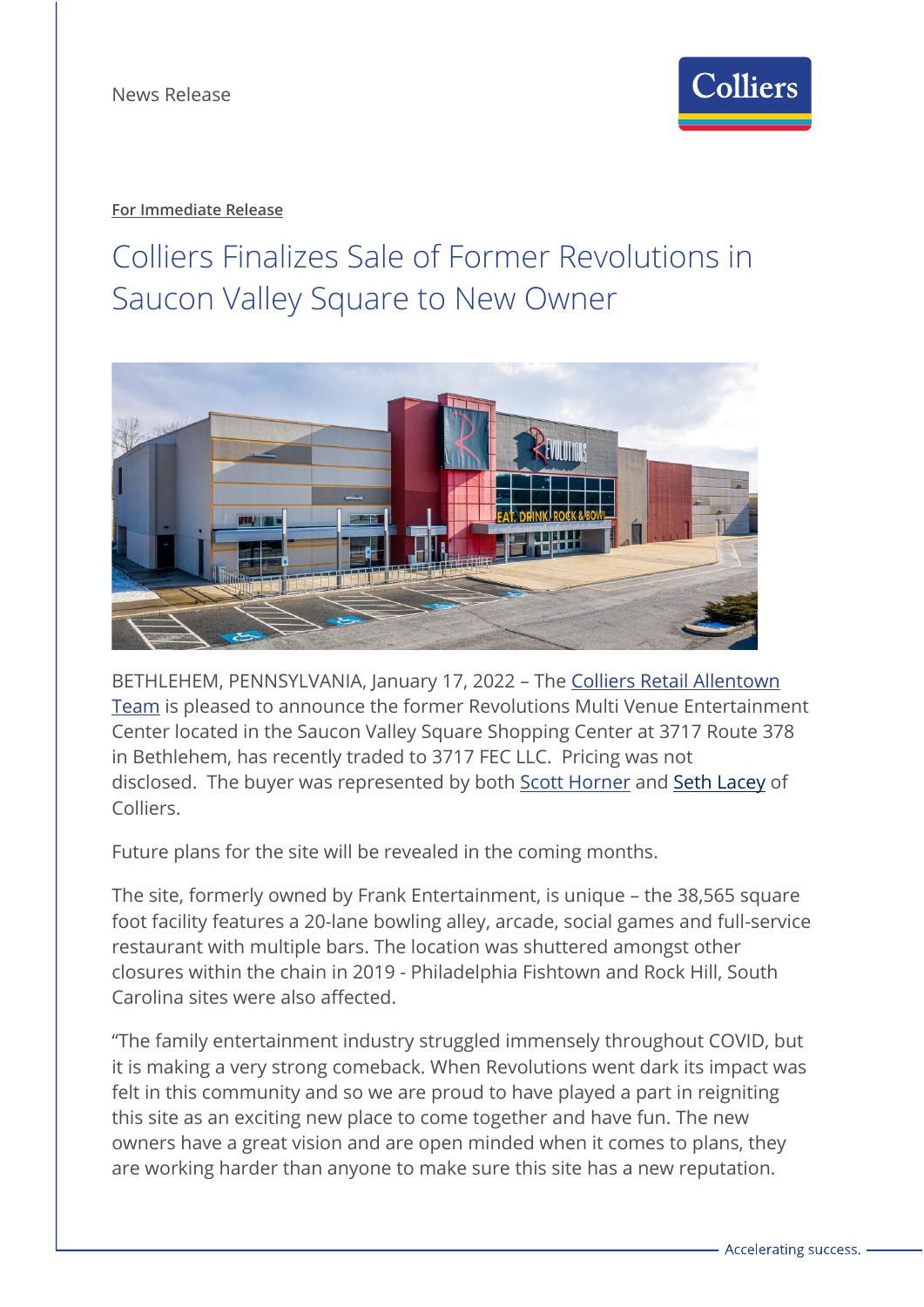News Release

**For Immediate Release**

# Colliers Finalizes Sale of Former Revolutions in Saucon Valley Square to New Owner

BETHLEHEM, PENNSYLVANIA, January 17, 2022 – The Colliers Retail Allentown Team is pleased to announce the former Revolutions Multi Venue Entertainment Center located in the Saucon Valley Square Shopping Center at 3717 Route 378 in Bethlehem, has recently traded to 3717 FEC LLC. Pricing was not disclosed. The buyer was represented by both Scott Horner and Seth Lacey of Colliers.

Future plans for the site will be revealed in the coming months.

The site, formerly owned by Frank Entertainment, is unique – the 38,565 square foot facility features a 20-lane bowling alley, arcade, social games and full-service restaurant with multiple bars. The location was shuttered amongst other closures within the chain in 2019 - Philadelphia Fishtown and Rock Hill, South Carolina sites were also affected.

"The family entertainment industry struggled immensely throughout COVID, but it is making a very strong comeback. When Revolutions went dark its impact was felt in this community and so we are proud to have played a part in reigniting this site as an exciting new place to come together and have fun. The new owners have a great vision and are open minded when it comes to plans, they are working harder than anyone to make sure this site has a new reputation.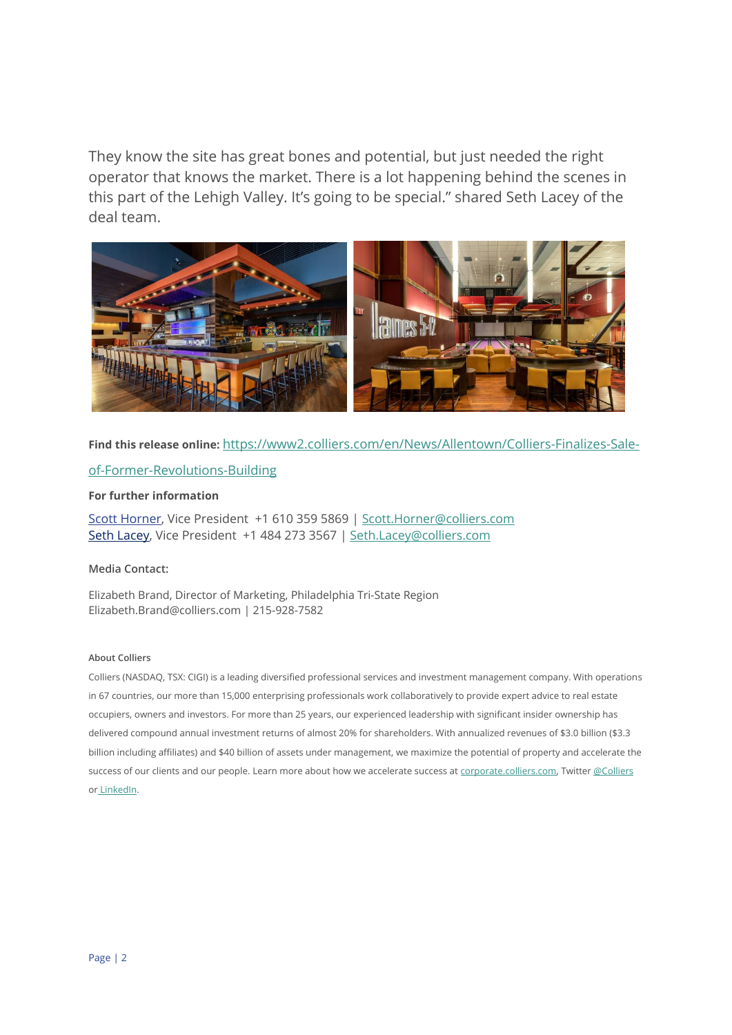They know the site has great bones and potential, but just needed the right operator that knows the market. There is a lot happening behind the scenes in this part of the Lehigh Valley. It's going to be special." shared Seth Lacey of the deal team.

**Find this release online:** [https://www2.colliers.com/en/News/Allentown/Colliers-Finalizes-Sale-of-Former-Revolutions-Building](https://www2.colliers.com/en/News/Allentown/Colliers-Finalizes-Sale-of-Former-Revolutions-Building)

**For further information**

Scott Horner, Vice President +1 610 359 5869 | Scott.Horner@colliers.com
Seth Lacey, Vice President +1 484 273 3567 | Seth.Lacey@colliers.com

**Media Contact:**

Elizabeth Brand, Director of Marketing, Philadelphia Tri-State Region
Elizabeth.Brand@colliers.com | 215-928-7582

**About Colliers**

Colliers (NASDAQ, TSX: CIGI) is a leading diversified professional services and investment management company. With operations in 67 countries, our more than 15,000 enterprising professionals work collaboratively to provide expert advice to real estate occupiers, owners and investors. For more than 25 years, our experienced leadership with significant insider ownership has delivered compound annual investment returns of almost 20% for shareholders. With annualized revenues of $3.0 billion ($3.3 billion including affiliates) and $40 billion of assets under management, we maximize the potential of property and accelerate the success of our clients and our people. Learn more about how we accelerate success at corporate.colliers.com, Twitter @Colliers or LinkedIn.